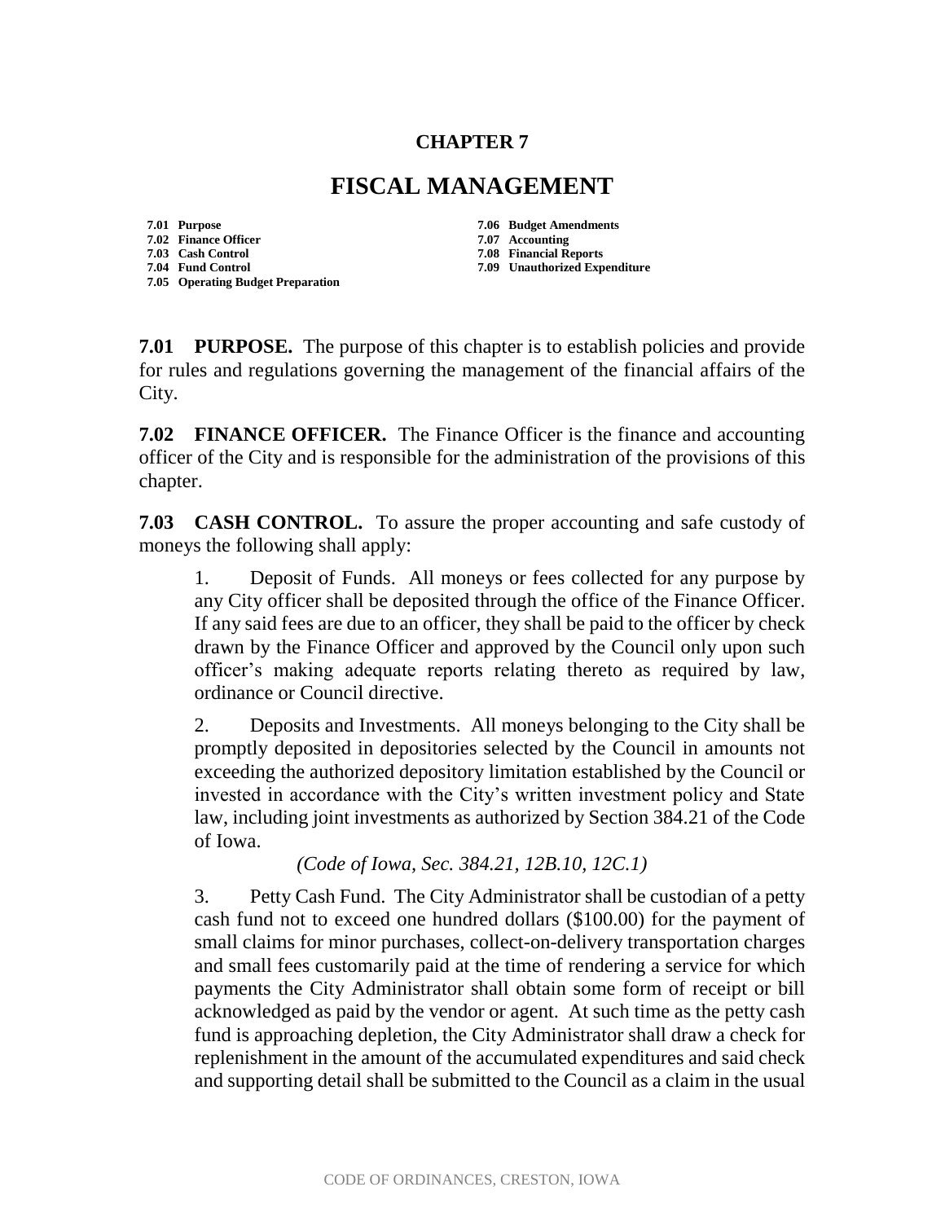# CHAPTER 7

# FISCAL MANAGEMENT

- 7.01 Purpose
- 7.02 Finance Officer
- 7.03 Cash Control
- 7.04 Fund Control
- 7.05 Operating Budget Preparation
- 7.06 Budget Amendments
- 7.07 Accounting
- 7.08 Financial Reports
- 7.09 Unauthorized Expenditure

**7.01 PURPOSE.** The purpose of this chapter is to establish policies and provide for rules and regulations governing the management of the financial affairs of the City.

**7.02 FINANCE OFFICER.** The Finance Officer is the finance and accounting officer of the City and is responsible for the administration of the provisions of this chapter.

**7.03 CASH CONTROL.** To assure the proper accounting and safe custody of moneys the following shall apply:

1. Deposit of Funds. All moneys or fees collected for any purpose by any City officer shall be deposited through the office of the Finance Officer. If any said fees are due to an officer, they shall be paid to the officer by check drawn by the Finance Officer and approved by the Council only upon such officer's making adequate reports relating thereto as required by law, ordinance or Council directive.

2. Deposits and Investments. All moneys belonging to the City shall be promptly deposited in depositories selected by the Council in amounts not exceeding the authorized depository limitation established by the Council or invested in accordance with the City's written investment policy and State law, including joint investments as authorized by Section 384.21 of the Code of Iowa.

   *(Code of Iowa, Sec. 384.21, 12B.10, 12C.1)*

3. Petty Cash Fund. The City Administrator shall be custodian of a petty cash fund not to exceed one hundred dollars ($100.00) for the payment of small claims for minor purchases, collect-on-delivery transportation charges and small fees customarily paid at the time of rendering a service for which payments the City Administrator shall obtain some form of receipt or bill acknowledged as paid by the vendor or agent. At such time as the petty cash fund is approaching depletion, the City Administrator shall draw a check for replenishment in the amount of the accumulated expenditures and said check and supporting detail shall be submitted to the Council as a claim in the usual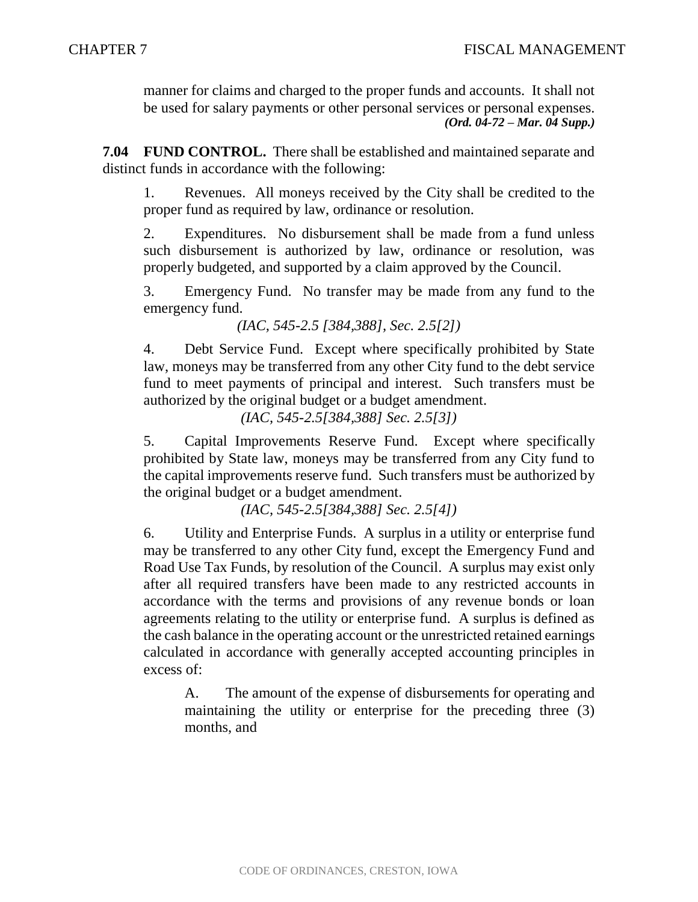manner for claims and charged to the proper funds and accounts. It shall not be used for salary payments or other personal services or personal expenses. ***(Ord. 04-72 – Mar. 04 Supp.)***

**7.04 FUND CONTROL.** There shall be established and maintained separate and distinct funds in accordance with the following:

1. Revenues. All moneys received by the City shall be credited to the proper fund as required by law, ordinance or resolution.

2. Expenditures. No disbursement shall be made from a fund unless such disbursement is authorized by law, ordinance or resolution, was properly budgeted, and supported by a claim approved by the Council.

3. Emergency Fund. No transfer may be made from any fund to the emergency fund.

*(IAC, 545-2.5 [384,388], Sec. 2.5[2])*

4. Debt Service Fund. Except where specifically prohibited by State law, moneys may be transferred from any other City fund to the debt service fund to meet payments of principal and interest. Such transfers must be authorized by the original budget or a budget amendment.

*(IAC, 545-2.5[384,388] Sec. 2.5[3])*

5. Capital Improvements Reserve Fund. Except where specifically prohibited by State law, moneys may be transferred from any City fund to the capital improvements reserve fund. Such transfers must be authorized by the original budget or a budget amendment.

*(IAC, 545-2.5[384,388] Sec. 2.5[4])*

6. Utility and Enterprise Funds. A surplus in a utility or enterprise fund may be transferred to any other City fund, except the Emergency Fund and Road Use Tax Funds, by resolution of the Council. A surplus may exist only after all required transfers have been made to any restricted accounts in accordance with the terms and provisions of any revenue bonds or loan agreements relating to the utility or enterprise fund. A surplus is defined as the cash balance in the operating account or the unrestricted retained earnings calculated in accordance with generally accepted accounting principles in excess of:

A. The amount of the expense of disbursements for operating and maintaining the utility or enterprise for the preceding three (3) months, and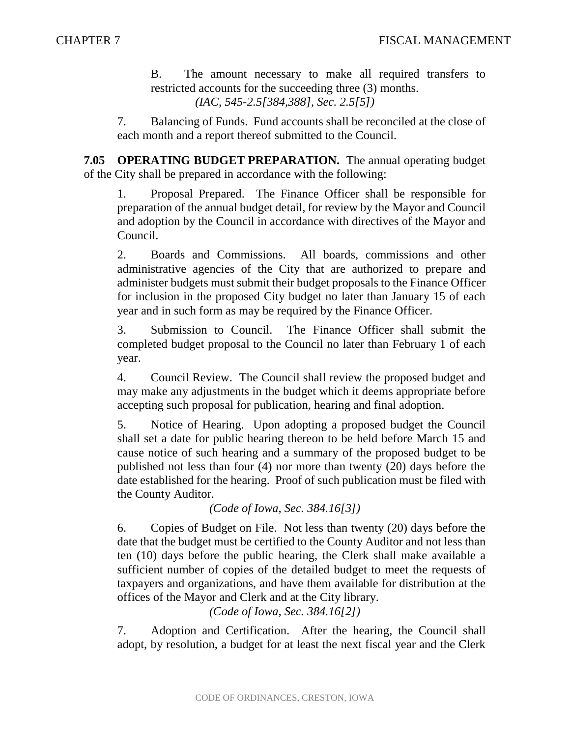B. The amount necessary to make all required transfers to restricted accounts for the succeeding three (3) months.
*(IAC, 545-2.5[384,388], Sec. 2.5[5])*

7. Balancing of Funds. Fund accounts shall be reconciled at the close of each month and a report thereof submitted to the Council.

**7.05 OPERATING BUDGET PREPARATION.** The annual operating budget of the City shall be prepared in accordance with the following:

1. Proposal Prepared. The Finance Officer shall be responsible for preparation of the annual budget detail, for review by the Mayor and Council and adoption by the Council in accordance with directives of the Mayor and Council.

2. Boards and Commissions. All boards, commissions and other administrative agencies of the City that are authorized to prepare and administer budgets must submit their budget proposals to the Finance Officer for inclusion in the proposed City budget no later than January 15 of each year and in such form as may be required by the Finance Officer.

3. Submission to Council. The Finance Officer shall submit the completed budget proposal to the Council no later than February 1 of each year.

4. Council Review. The Council shall review the proposed budget and may make any adjustments in the budget which it deems appropriate before accepting such proposal for publication, hearing and final adoption.

5. Notice of Hearing. Upon adopting a proposed budget the Council shall set a date for public hearing thereon to be held before March 15 and cause notice of such hearing and a summary of the proposed budget to be published not less than four (4) nor more than twenty (20) days before the date established for the hearing. Proof of such publication must be filed with the County Auditor.
*(Code of Iowa, Sec. 384.16[3])*

6. Copies of Budget on File. Not less than twenty (20) days before the date that the budget must be certified to the County Auditor and not less than ten (10) days before the public hearing, the Clerk shall make available a sufficient number of copies of the detailed budget to meet the requests of taxpayers and organizations, and have them available for distribution at the offices of the Mayor and Clerk and at the City library.
*(Code of Iowa, Sec. 384.16[2])*

7. Adoption and Certification. After the hearing, the Council shall adopt, by resolution, a budget for at least the next fiscal year and the Clerk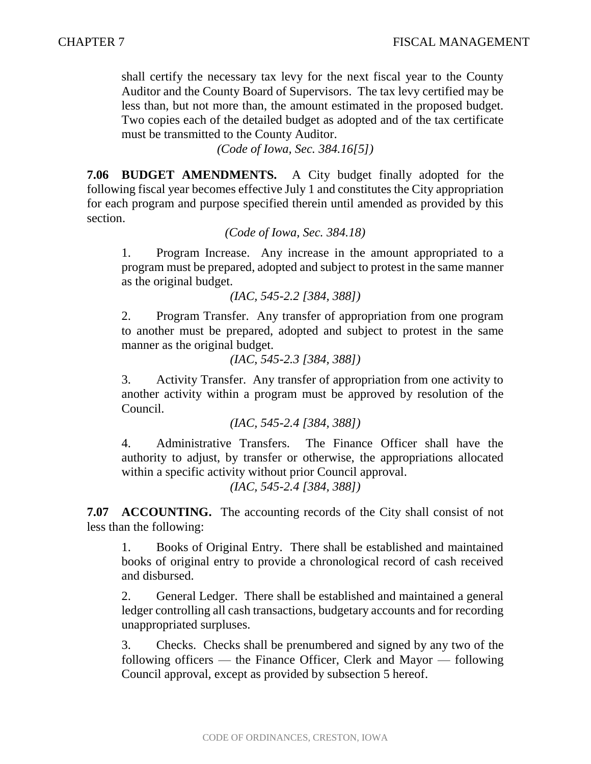shall certify the necessary tax levy for the next fiscal year to the County Auditor and the County Board of Supervisors. The tax levy certified may be less than, but not more than, the amount estimated in the proposed budget. Two copies each of the detailed budget as adopted and of the tax certificate must be transmitted to the County Auditor.

*(Code of Iowa, Sec. 384.16[5])*

**7.06 BUDGET AMENDMENTS.** A City budget finally adopted for the following fiscal year becomes effective July 1 and constitutes the City appropriation for each program and purpose specified therein until amended as provided by this section.

*(Code of Iowa, Sec. 384.18)*

1. Program Increase. Any increase in the amount appropriated to a program must be prepared, adopted and subject to protest in the same manner as the original budget.

*(IAC, 545-2.2 [384, 388])*

2. Program Transfer. Any transfer of appropriation from one program to another must be prepared, adopted and subject to protest in the same manner as the original budget.

*(IAC, 545-2.3 [384, 388])*

3. Activity Transfer. Any transfer of appropriation from one activity to another activity within a program must be approved by resolution of the Council.

*(IAC, 545-2.4 [384, 388])*

4. Administrative Transfers. The Finance Officer shall have the authority to adjust, by transfer or otherwise, the appropriations allocated within a specific activity without prior Council approval.

*(IAC, 545-2.4 [384, 388])*

**7.07 ACCOUNTING.** The accounting records of the City shall consist of not less than the following:

1. Books of Original Entry. There shall be established and maintained books of original entry to provide a chronological record of cash received and disbursed.

2. General Ledger. There shall be established and maintained a general ledger controlling all cash transactions, budgetary accounts and for recording unappropriated surpluses.

3. Checks. Checks shall be prenumbered and signed by any two of the following officers — the Finance Officer, Clerk and Mayor — following Council approval, except as provided by subsection 5 hereof.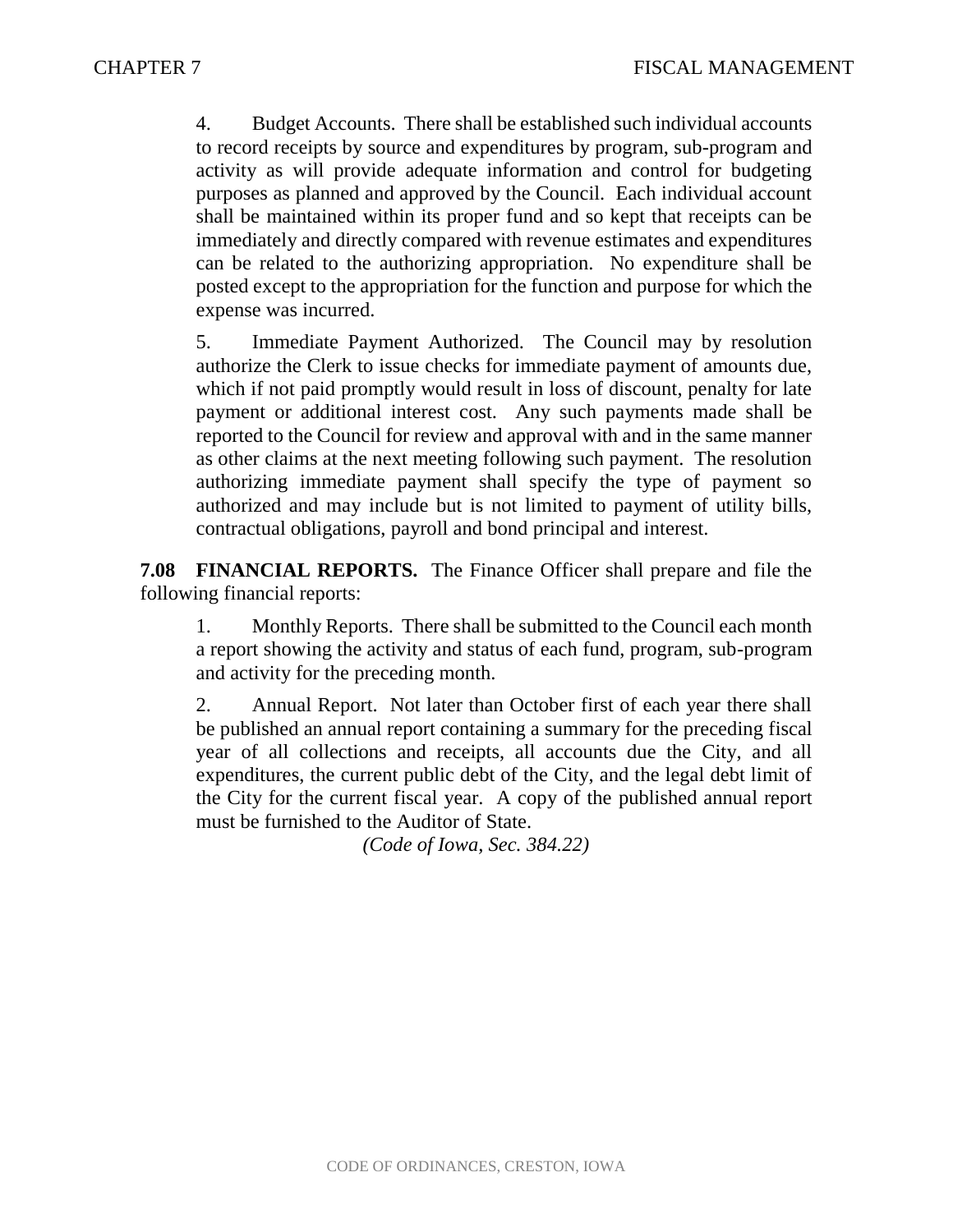4. Budget Accounts. There shall be established such individual accounts to record receipts by source and expenditures by program, sub-program and activity as will provide adequate information and control for budgeting purposes as planned and approved by the Council. Each individual account shall be maintained within its proper fund and so kept that receipts can be immediately and directly compared with revenue estimates and expenditures can be related to the authorizing appropriation. No expenditure shall be posted except to the appropriation for the function and purpose for which the expense was incurred.

5. Immediate Payment Authorized. The Council may by resolution authorize the Clerk to issue checks for immediate payment of amounts due, which if not paid promptly would result in loss of discount, penalty for late payment or additional interest cost. Any such payments made shall be reported to the Council for review and approval with and in the same manner as other claims at the next meeting following such payment. The resolution authorizing immediate payment shall specify the type of payment so authorized and may include but is not limited to payment of utility bills, contractual obligations, payroll and bond principal and interest.

**7.08 FINANCIAL REPORTS.** The Finance Officer shall prepare and file the following financial reports:

1. Monthly Reports. There shall be submitted to the Council each month a report showing the activity and status of each fund, program, sub-program and activity for the preceding month.

2. Annual Report. Not later than October first of each year there shall be published an annual report containing a summary for the preceding fiscal year of all collections and receipts, all accounts due the City, and all expenditures, the current public debt of the City, and the legal debt limit of the City for the current fiscal year. A copy of the published annual report must be furnished to the Auditor of State.

*(Code of Iowa, Sec. 384.22)*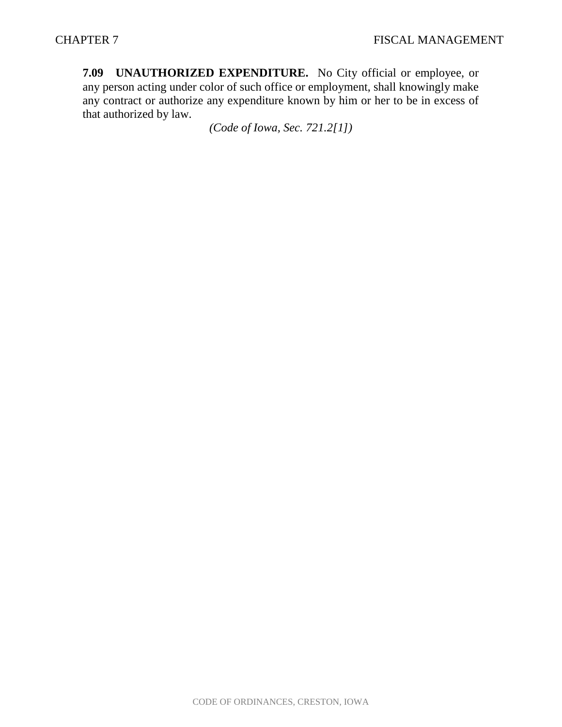**7.09 UNAUTHORIZED EXPENDITURE.** No City official or employee, or any person acting under color of such office or employment, shall knowingly make any contract or authorize any expenditure known by him or her to be in excess of that authorized by law.

*(Code of Iowa, Sec. 721.2[1])*